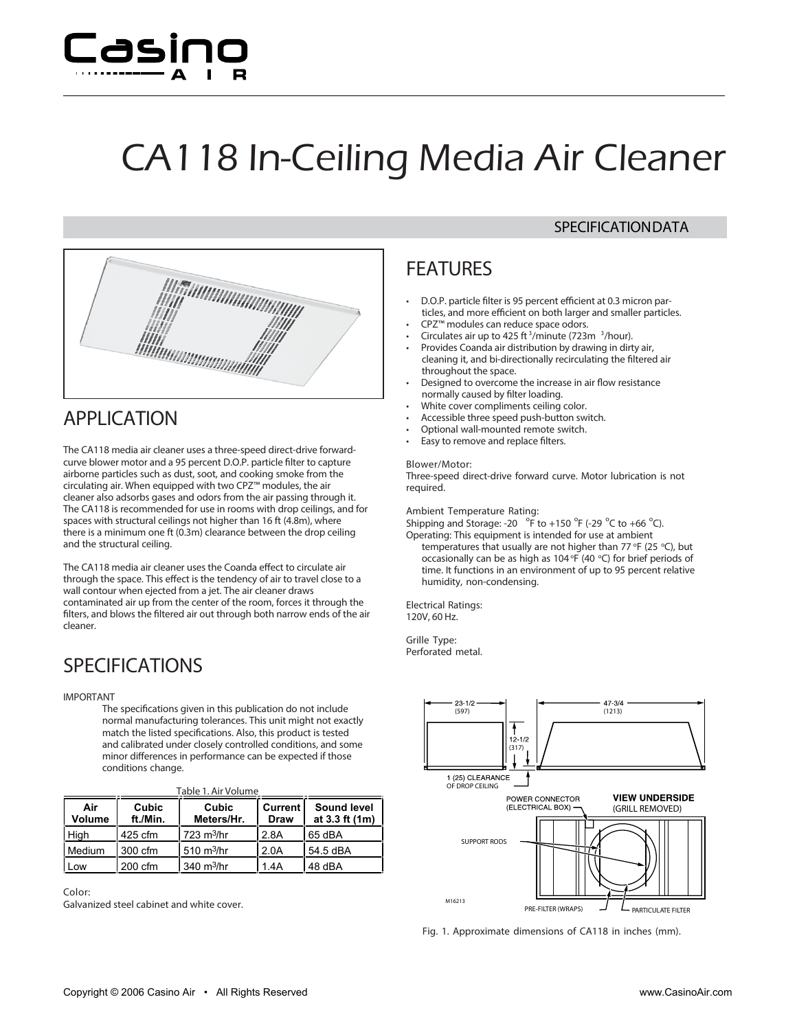# CA118 In-Ceiling Media Air Cleaner

SPECIFICATION DATA

## APPLICATION

The CA118 media air cleaner uses a three-speed direct-drive forward-curve blower motor and a 95 percent D.O.P. particle filter to capture airborne particles such as dust, soot, and cooking smoke from the circulating air. When equipped with two CPZ™ modules, the air cleaner also adsorbs gases and odors from the air passing through it. The CA118 is recommended for use in rooms with drop ceilings, and for spaces with structural ceilings not higher than 16 ft (4.8m), where there is a minimum one ft (0.3m) clearance between the drop ceiling and the structural ceiling.

The CA118 media air cleaner uses the Coanda effect to circulate air through the space. This effect is the tendency of air to travel close to a wall contour when ejected from a jet. The air cleaner draws contaminated air up from the center of the room, forces it through the filters, and blows the filtered air out through both narrow ends of the air cleaner.

## SPECIFICATIONS

IMPORTANT

The specifications given in this publication do not include normal manufacturing tolerances. This unit might not exactly match the listed specifications. Also, this product is tested and calibrated under closely controlled conditions, and some minor differences in performance can be expected if those conditions change.

Table 1. Air Volume

| Air Volume | Cubic ft./Min. | Cubic Meters/Hr. | Current Draw | Sound level at 3.3 ft (1m) |
|---|---|---|---|---|
| High | 425 cfm | 723 $m^3$/hr | 2.8A | 65 dBA |
| Medium | 300 cfm | 510 $m^3$/hr | 2.0A | 54.5 dBA |
| Low | 200 cfm | 340 $m^3$/hr | 1.4A | 48 dBA |

Color:
Galvanized steel cabinet and white cover.

## FEATURES

- D.O.P. particle filter is 95 percent efficient at 0.3 micron particles, and more efficient on both larger and smaller particles.
- CPZ™ modules can reduce space odors.
- Circulates air up to 425 $ft^3$/minute (723 $m^3$/hour).
- Provides Coanda air distribution by drawing in dirty air, cleaning it, and bi-directionally recirculating the filtered air throughout the space.
- Designed to overcome the increase in air flow resistance normally caused by filter loading.
- White cover compliments ceiling color.
- Accessible three speed push-button switch.
- Optional wall-mounted remote switch.
- Easy to remove and replace filters.

Blower/Motor:
Three-speed direct-drive forward curve. Motor lubrication is not required.

Ambient Temperature Rating:
Shipping and Storage: -20 °F to +150 °F (-29 °C to +66 °C).
Operating: This equipment is intended for use at ambient temperatures that usually are not higher than 77 °F (25 °C), but occasionally can be as high as 104 °F (40 °C) for brief periods of time. It functions in an environment of up to 95 percent relative humidity, non-condensing.

Electrical Ratings:
120V, 60 Hz.

Grille Type:
Perforated metal.

Fig. 1. Approximate dimensions of CA118 in inches (mm).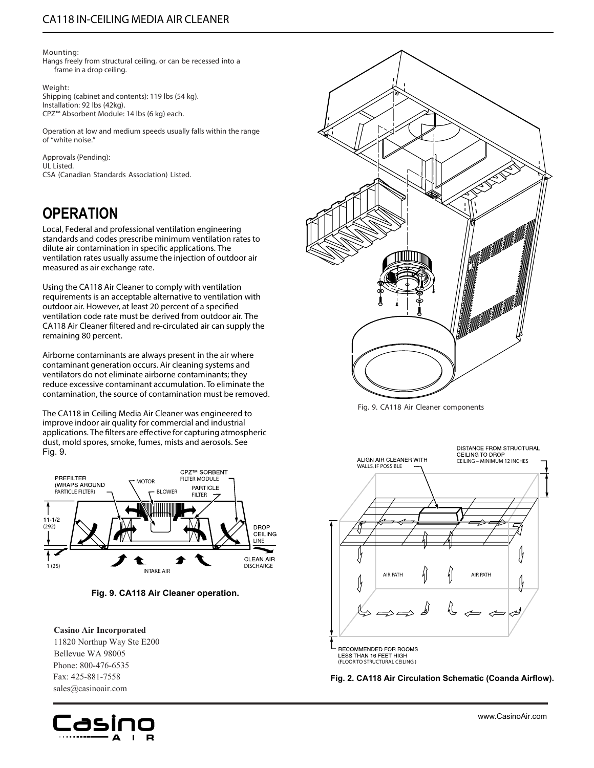Mounting:
Hangs freely from structural ceiling, or can be recessed into a frame in a drop ceiling.

Weight:
Shipping (cabinet and contents): 119 lbs (54 kg).
Installation: 92 lbs (42kg).
CPZ™ Absorbent Module: 14 lbs (6 kg) each.

Operation at low and medium speeds usually falls within the range of "white noise."

Approvals (Pending):
UL Listed.
CSA (Canadian Standards Association) Listed.

## OPERATION

Local, Federal and professional ventilation engineering standards and codes prescribe minimum ventilation rates to dilute air contamination in specific applications. The ventilation rates usually assume the injection of outdoor air measured as air exchange rate.

Using the CA118 Air Cleaner to comply with ventilation requirements is an acceptable alternative to ventilation with outdoor air. However, at least 20 percent of a specified ventilation code rate must be derived from outdoor air. The CA118 Air Cleaner filtered and re-circulated air can supply the remaining 80 percent.

Airborne contaminants are always present in the air where contaminant generation occurs. Air cleaning systems and ventilators do not eliminate airborne contaminants; they reduce excessive contaminant accumulation. To eliminate the contamination, the source of contamination must be removed.

The CA118 in Ceiling Media Air Cleaner was engineered to improve indoor air quality for commercial and industrial applications. The filters are effective for capturing atmospheric dust, mold spores, smoke, fumes, mists and aerosols. See Fig. 9.

PREFILTER (WRAPS AROUND PARTICLE FILTER)
MOTOR
BLOWER
CPZ™ SORBENT FILTER MODULE
PARTICLE FILTER
11-1/2 (292)
DROP CEILING LINE
1 (25)
INTAKE AIR
CLEAN AIR DISCHARGE

**Fig. 9. CA118 Air Cleaner operation.**

Fig. 9. CA118 Air Cleaner components

ALIGN AIR CLEANER WITH WALLS, IF POSSIBLE
DISTANCE FROM STRUCTURAL CEILING TO DROP CEILING – MINIMUM 12 INCHES
AIR PATH
AIR PATH
RECOMMENDED FOR ROOMS LESS THAN 16 FEET HIGH (FLOOR TO STRUCTURAL CEILING)

**Fig. 2. CA118 Air Circulation Schematic (Coanda Airflow).**

**Casino Air Incorporated**
11820 Northup Way Ste E200
Bellevue WA 98005
Phone: 800-476-6535
Fax: 425-881-7558
sales@casinoair.com

www.CasinoAir.com